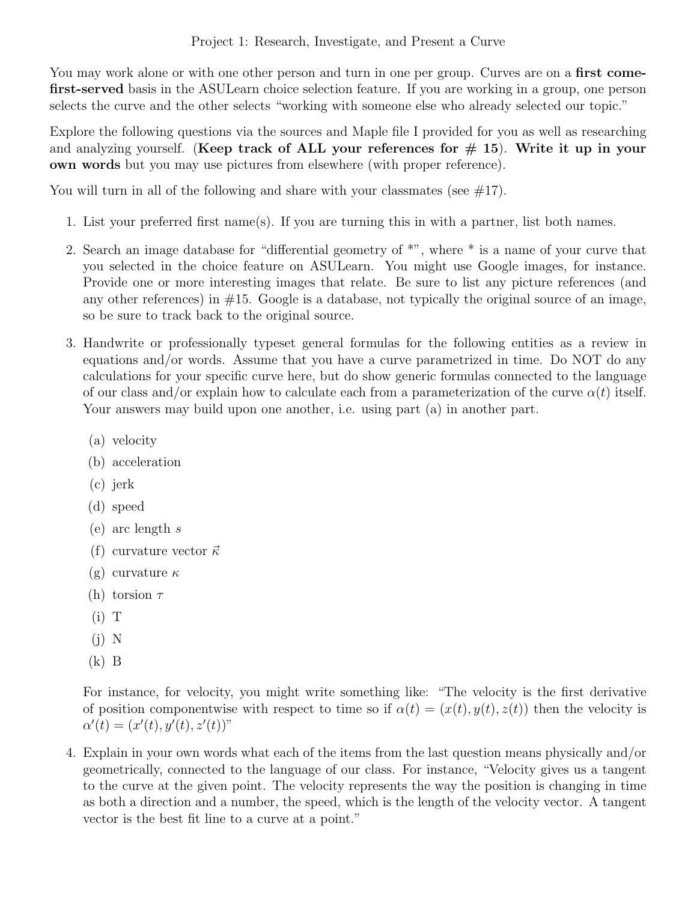# Project 1: Research, Investigate, and Present a Curve

You may work alone or with one other person and turn in one per group. Curves are on a **first come-first-served** basis in the ASULearn choice selection feature. If you are working in a group, one person selects the curve and the other selects "working with someone else who already selected our topic."

Explore the following questions via the sources and Maple file I provided for you as well as researching and analyzing yourself. (**Keep track of ALL your references for # 15**). **Write it up in your own words** but you may use pictures from elsewhere (with proper reference).

You will turn in all of the following and share with your classmates (see #17).

1. List your preferred first name(s). If you are turning this in with a partner, list both names.

2. Search an image database for "differential geometry of *", where * is a name of your curve that you selected in the choice feature on ASULearn. You might use Google images, for instance. Provide one or more interesting images that relate. Be sure to list any picture references (and any other references) in #15. Google is a database, not typically the original source of an image, so be sure to track back to the original source.

3. Handwrite or professionally typeset general formulas for the following entities as a review in equations and/or words. Assume that you have a curve parametrized in time. Do NOT do any calculations for your specific curve here, but do show generic formulas connected to the language of our class and/or explain how to calculate each from a parameterization of the curve $\alpha(t)$ itself. Your answers may build upon one another, i.e. using part (a) in another part.

   (a) velocity

   (b) acceleration

   (c) jerk

   (d) speed

   (e) arc length $s$

   (f) curvature vector $\vec{\kappa}$

   (g) curvature $\kappa$

   (h) torsion $\tau$

   (i) T

   (j) N

   (k) B

   For instance, for velocity, you might write something like: "The velocity is the first derivative of position componentwise with respect to time so if $\alpha(t) = (x(t), y(t), z(t))$ then the velocity is $\alpha'(t) = (x'(t), y'(t), z'(t))$"

4. Explain in your own words what each of the items from the last question means physically and/or geometrically, connected to the language of our class. For instance, "Velocity gives us a tangent to the curve at the given point. The velocity represents the way the position is changing in time as both a direction and a number, the speed, which is the length of the velocity vector. A tangent vector is the best fit line to a curve at a point."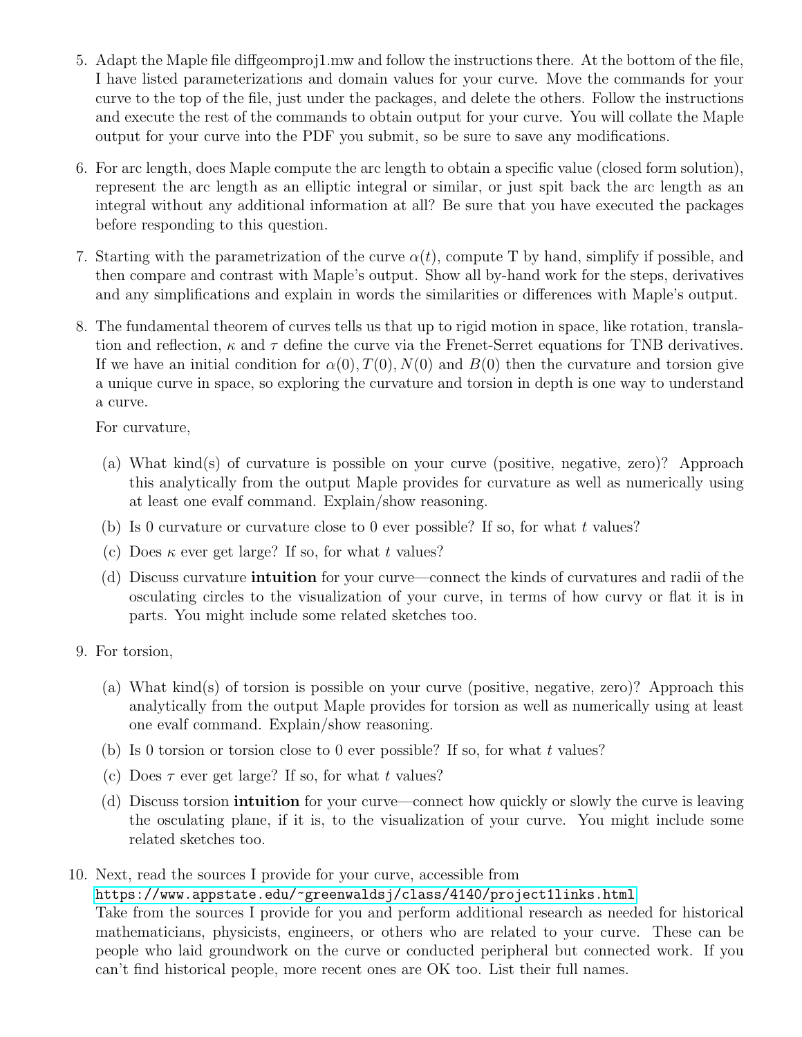5. Adapt the Maple file diffgeomproj1.mw and follow the instructions there. At the bottom of the file, I have listed parameterizations and domain values for your curve. Move the commands for your curve to the top of the file, just under the packages, and delete the others. Follow the instructions and execute the rest of the commands to obtain output for your curve. You will collate the Maple output for your curve into the PDF you submit, so be sure to save any modifications.

6. For arc length, does Maple compute the arc length to obtain a specific value (closed form solution), represent the arc length as an elliptic integral or similar, or just spit back the arc length as an integral without any additional information at all? Be sure that you have executed the packages before responding to this question.

7. Starting with the parametrization of the curve $\alpha(t)$, compute T by hand, simplify if possible, and then compare and contrast with Maple's output. Show all by-hand work for the steps, derivatives and any simplifications and explain in words the similarities or differences with Maple's output.

8. The fundamental theorem of curves tells us that up to rigid motion in space, like rotation, translation and reflection, $\kappa$ and $\tau$ define the curve via the Frenet-Serret equations for TNB derivatives. If we have an initial condition for $\alpha(0), T(0), N(0)$ and $B(0)$ then the curvature and torsion give a unique curve in space, so exploring the curvature and torsion in depth is one way to understand a curve.

   For curvature,

   (a) What kind(s) of curvature is possible on your curve (positive, negative, zero)? Approach this analytically from the output Maple provides for curvature as well as numerically using at least one evalf command. Explain/show reasoning.

   (b) Is 0 curvature or curvature close to 0 ever possible? If so, for what $t$ values?

   (c) Does $\kappa$ ever get large? If so, for what $t$ values?

   (d) Discuss curvature **intuition** for your curve—connect the kinds of curvatures and radii of the osculating circles to the visualization of your curve, in terms of how curvy or flat it is in parts. You might include some related sketches too.

9. For torsion,

   (a) What kind(s) of torsion is possible on your curve (positive, negative, zero)? Approach this analytically from the output Maple provides for torsion as well as numerically using at least one evalf command. Explain/show reasoning.

   (b) Is 0 torsion or torsion close to 0 ever possible? If so, for what $t$ values?

   (c) Does $\tau$ ever get large? If so, for what $t$ values?

   (d) Discuss torsion **intuition** for your curve—connect how quickly or slowly the curve is leaving the osculating plane, if it is, to the visualization of your curve. You might include some related sketches too.

10. Next, read the sources I provide for your curve, accessible from `https://www.appstate.edu/~greenwaldsj/class/4140/project1links.html`
    Take from the sources I provide for you and perform additional research as needed for historical mathematicians, physicists, engineers, or others who are related to your curve. These can be people who laid groundwork on the curve or conducted peripheral but connected work. If you can't find historical people, more recent ones are OK too. List their full names.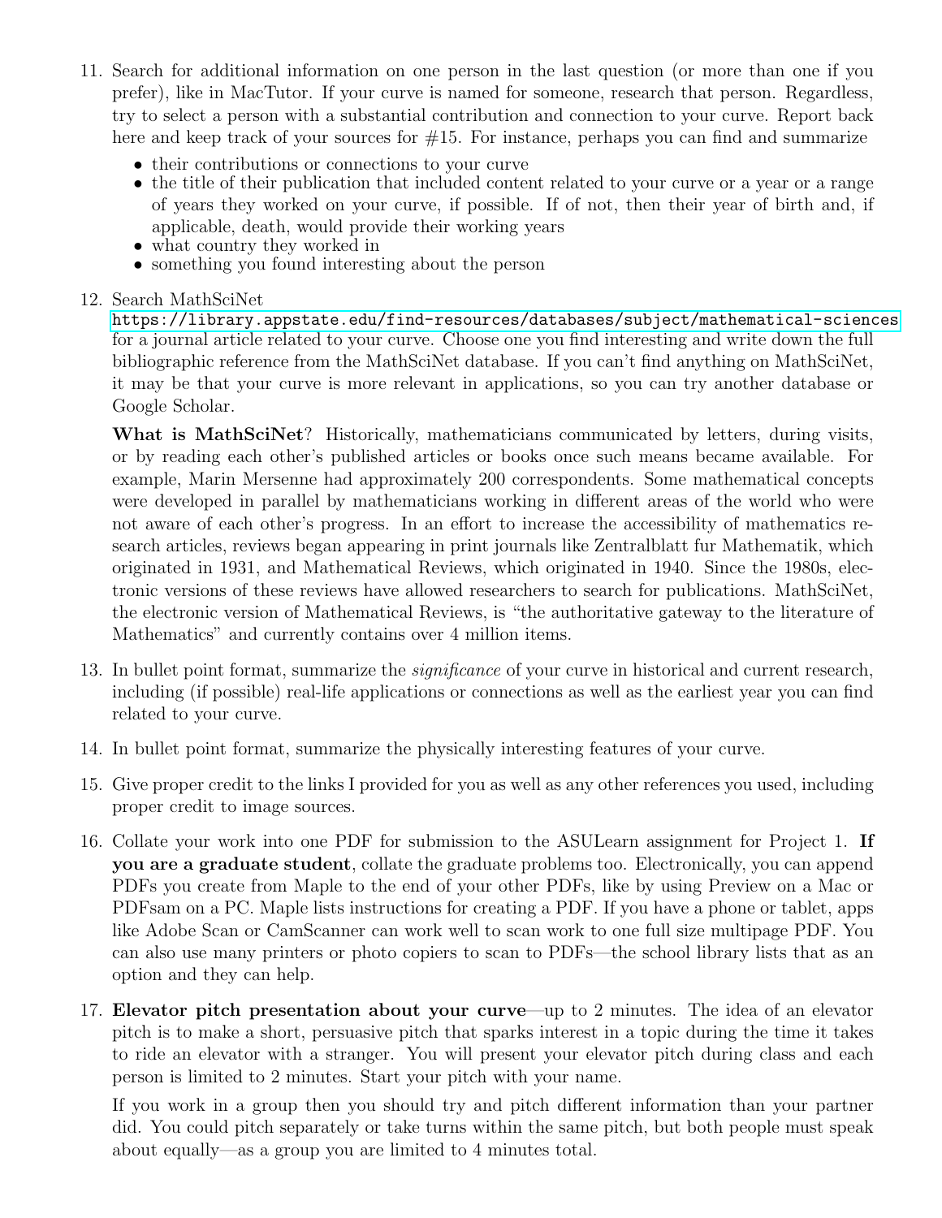11. Search for additional information on one person in the last question (or more than one if you prefer), like in MacTutor. If your curve is named for someone, research that person. Regardless, try to select a person with a substantial contribution and connection to your curve. Report back here and keep track of your sources for #15. For instance, perhaps you can find and summarize
    - their contributions or connections to your curve
    - the title of their publication that included content related to your curve or a year or a range of years they worked on your curve, if possible. If of not, then their year of birth and, if applicable, death, would provide their working years
    - what country they worked in
    - something you found interesting about the person

12. Search MathSciNet https://library.appstate.edu/find-resources/databases/subject/mathematical-sciences for a journal article related to your curve. Choose one you find interesting and write down the full bibliographic reference from the MathSciNet database. If you can't find anything on MathSciNet, it may be that your curve is more relevant in applications, so you can try another database or Google Scholar.

    **What is MathSciNet**? Historically, mathematicians communicated by letters, during visits, or by reading each other's published articles or books once such means became available. For example, Marin Mersenne had approximately 200 correspondents. Some mathematical concepts were developed in parallel by mathematicians working in different areas of the world who were not aware of each other's progress. In an effort to increase the accessibility of mathematics research articles, reviews began appearing in print journals like Zentralblatt fur Mathematik, which originated in 1931, and Mathematical Reviews, which originated in 1940. Since the 1980s, electronic versions of these reviews have allowed researchers to search for publications. MathSciNet, the electronic version of Mathematical Reviews, is "the authoritative gateway to the literature of Mathematics" and currently contains over 4 million items.

13. In bullet point format, summarize the *significance* of your curve in historical and current research, including (if possible) real-life applications or connections as well as the earliest year you can find related to your curve.

14. In bullet point format, summarize the physically interesting features of your curve.

15. Give proper credit to the links I provided for you as well as any other references you used, including proper credit to image sources.

16. Collate your work into one PDF for submission to the ASULearn assignment for Project 1. **If you are a graduate student**, collate the graduate problems too. Electronically, you can append PDFs you create from Maple to the end of your other PDFs, like by using Preview on a Mac or PDFsam on a PC. Maple lists instructions for creating a PDF. If you have a phone or tablet, apps like Adobe Scan or CamScanner can work well to scan work to one full size multipage PDF. You can also use many printers or photo copiers to scan to PDFs—the school library lists that as an option and they can help.

17. **Elevator pitch presentation about your curve**—up to 2 minutes. The idea of an elevator pitch is to make a short, persuasive pitch that sparks interest in a topic during the time it takes to ride an elevator with a stranger. You will present your elevator pitch during class and each person is limited to 2 minutes. Start your pitch with your name.

    If you work in a group then you should try and pitch different information than your partner did. You could pitch separately or take turns within the same pitch, but both people must speak about equally—as a group you are limited to 4 minutes total.